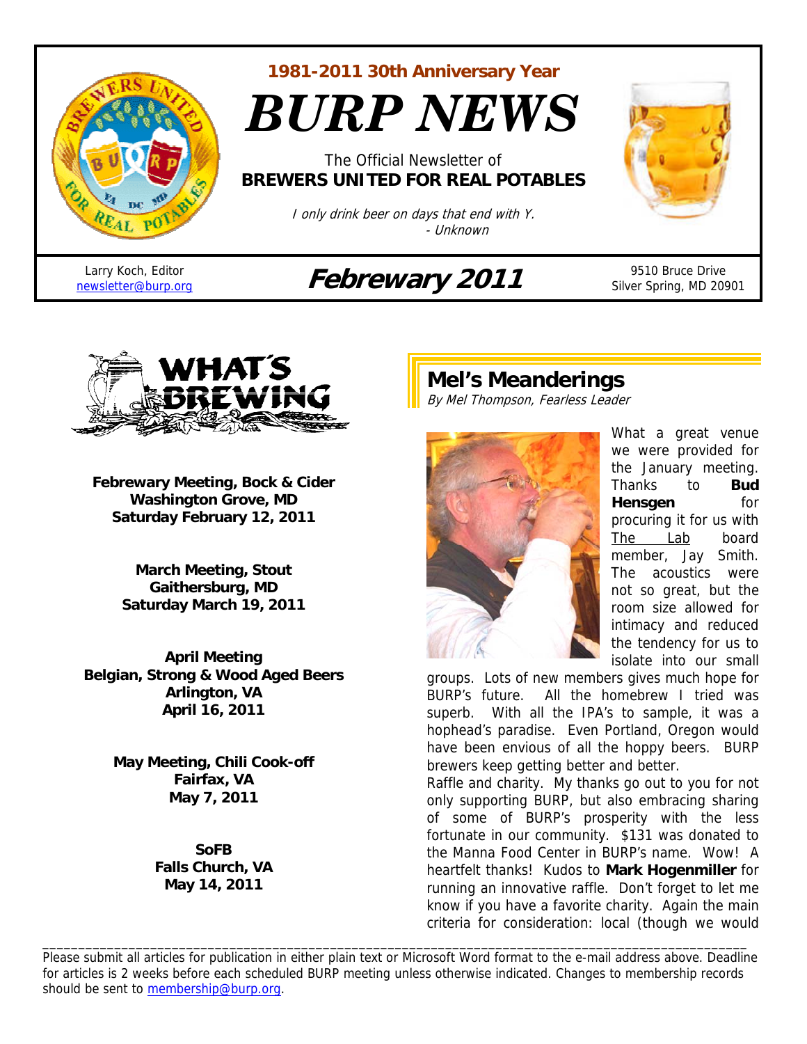1981-2011 30th Anniversary Year

# BURP NEWS

The Official Newsletter of
**BREWERS UNITED FOR REAL POTABLES**

*I only drink beer on days that end with Y.*
*- Unknown*

Larry Koch, Editor
newsletter@burp.org

## Febrewary 2011

9510 Bruce Drive
Silver Spring, MD 20901

## What's Brewing

**Febrewary Meeting, Bock & Cider**
**Washington Grove, MD**
**Saturday February 12, 2011**

**March Meeting, Stout**
**Gaithersburg, MD**
**Saturday March 19, 2011**

**April Meeting**
**Belgian, Strong & Wood Aged Beers**
**Arlington, VA**
**April 16, 2011**

**May Meeting, Chili Cook-off**
**Fairfax, VA**
**May 7, 2011**

**SoFB**
**Falls Church, VA**
**May 14, 2011**

## Mel's Meanderings

*By Mel Thompson, Fearless Leader*

What a great venue we were provided for the January meeting. Thanks to **Bud Hensgen** for procuring it for us with The Lab board member, Jay Smith. The acoustics were not so great, but the room size allowed for intimacy and reduced the tendency for us to isolate into our small groups. Lots of new members gives much hope for BURP's future. All the homebrew I tried was superb. With all the IPA's to sample, it was a hophead's paradise. Even Portland, Oregon would have been envious of all the hoppy beers. BURP brewers keep getting better and better.

Raffle and charity. My thanks go out to you for not only supporting BURP, but also embracing sharing of some of BURP's prosperity with the less fortunate in our community. $131 was donated to the Manna Food Center in BURP's name. Wow! A heartfelt thanks! Kudos to **Mark Hogenmiller** for running an innovative raffle. Don't forget to let me know if you have a favorite charity. Again the main criteria for consideration: local (though we would

---

Please submit all articles for publication in either plain text or Microsoft Word format to the e-mail address above. Deadline for articles is 2 weeks before each scheduled BURP meeting unless otherwise indicated. Changes to membership records should be sent to membership@burp.org.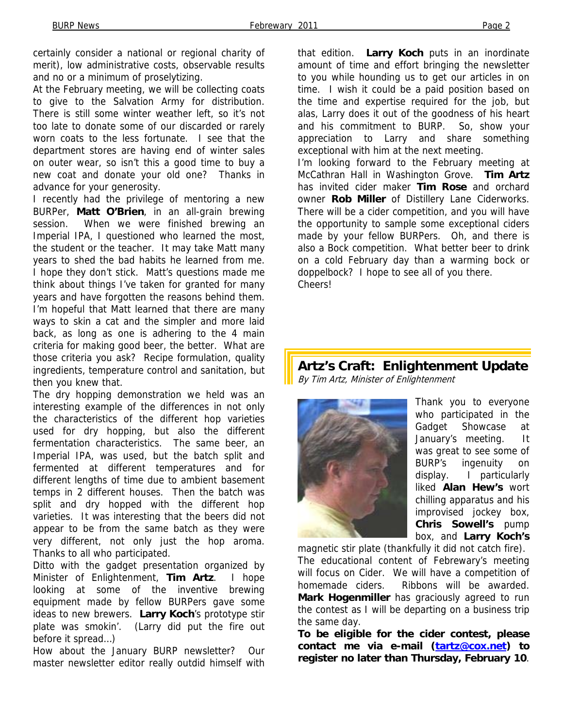certainly consider a national or regional charity of merit), low administrative costs, observable results and no or a minimum of proselytizing.

At the February meeting, we will be collecting coats to give to the Salvation Army for distribution. There is still some winter weather left, so it's not too late to donate some of our discarded or rarely worn coats to the less fortunate. I see that the department stores are having end of winter sales on outer wear, so isn't this a good time to buy a new coat and donate your old one? Thanks in advance for your generosity.

I recently had the privilege of mentoring a new BURPer, **Matt O'Brien**, in an all-grain brewing session. When we were finished brewing an Imperial IPA, I questioned who learned the most, the student or the teacher. It may take Matt many years to shed the bad habits he learned from me. I hope they don't stick. Matt's questions made me think about things I've taken for granted for many years and have forgotten the reasons behind them. I'm hopeful that Matt learned that there are many ways to skin a cat and the simpler and more laid back, as long as one is adhering to the 4 main criteria for making good beer, the better. What are those criteria you ask? Recipe formulation, quality ingredients, temperature control and sanitation, but then you knew that.

The dry hopping demonstration we held was an interesting example of the differences in not only the characteristics of the different hop varieties used for dry hopping, but also the different fermentation characteristics. The same beer, an Imperial IPA, was used, but the batch split and fermented at different temperatures and for different lengths of time due to ambient basement temps in 2 different houses. Then the batch was split and dry hopped with the different hop varieties. It was interesting that the beers did not appear to be from the same batch as they were very different, not only just the hop aroma. Thanks to all who participated.

Ditto with the gadget presentation organized by Minister of Enlightenment, **Tim Artz**. I hope looking at some of the inventive brewing equipment made by fellow BURPers gave some ideas to new brewers. **Larry Koch**'s prototype stir plate was smokin'. (Larry did put the fire out before it spread…)

How about the January BURP newsletter? Our master newsletter editor really outdid himself with that edition. **Larry Koch** puts in an inordinate amount of time and effort bringing the newsletter to you while hounding us to get our articles in on time. I wish it could be a paid position based on the time and expertise required for the job, but alas, Larry does it out of the goodness of his heart and his commitment to BURP. So, show your appreciation to Larry and share something exceptional with him at the next meeting.

I'm looking forward to the February meeting at McCathran Hall in Washington Grove. **Tim Artz** has invited cider maker **Tim Rose** and orchard owner **Rob Miller** of Distillery Lane Ciderworks. There will be a cider competition, and you will have the opportunity to sample some exceptional ciders made by your fellow BURPers. Oh, and there is also a Bock competition. What better beer to drink on a cold February day than a warming bock or doppelbock? I hope to see all of you there.

Cheers!

## Artz's Craft: Enlightenment Update

*By Tim Artz, Minister of Enlightenment*

Thank you to everyone who participated in the Gadget Showcase at January's meeting. It was great to see some of BURP's ingenuity on display. I particularly liked **Alan Hew's** wort chilling apparatus and his improvised jockey box, **Chris Sowell's** pump box, and **Larry Koch's** magnetic stir plate (thankfully it did not catch fire).

The educational content of Febrewary's meeting will focus on Cider. We will have a competition of homemade ciders. Ribbons will be awarded. **Mark Hogenmiller** has graciously agreed to run the contest as I will be departing on a business trip the same day.

**To be eligible for the cider contest, please contact me via e-mail (tartz@cox.net) to register no later than Thursday, February 10**.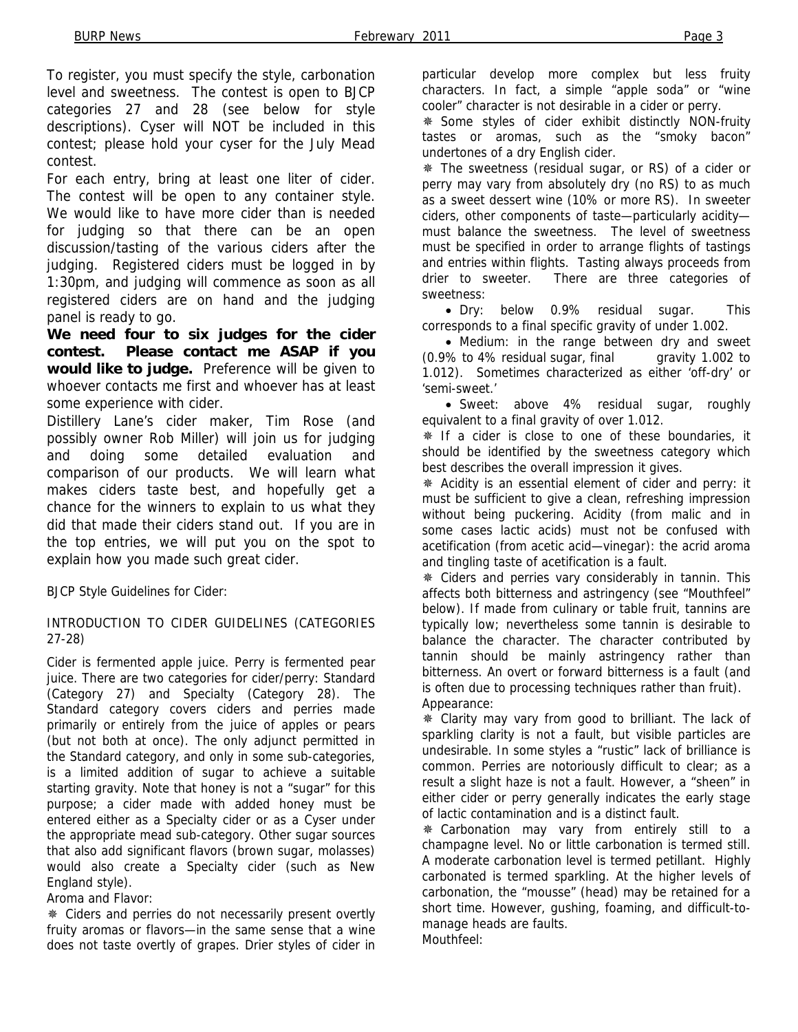To register, you must specify the style, carbonation level and sweetness. The contest is open to BJCP categories 27 and 28 (see below for style descriptions). Cyser will NOT be included in this contest; please hold your cyser for the July Mead contest.

For each entry, bring at least one liter of cider. The contest will be open to any container style. We would like to have more cider than is needed for judging so that there can be an open discussion/tasting of the various ciders after the judging. Registered ciders must be logged in by 1:30pm, and judging will commence as soon as all registered ciders are on hand and the judging panel is ready to go.

**We need four to six judges for the cider contest. Please contact me ASAP if you would like to judge.** Preference will be given to whoever contacts me first and whoever has at least some experience with cider.

Distillery Lane's cider maker, Tim Rose (and possibly owner Rob Miller) will join us for judging and doing some detailed evaluation and comparison of our products. We will learn what makes ciders taste best, and hopefully get a chance for the winners to explain to us what they did that made their ciders stand out. If you are in the top entries, we will put you on the spot to explain how you made such great cider.

BJCP Style Guidelines for Cider:

INTRODUCTION TO CIDER GUIDELINES (CATEGORIES 27-28)

Cider is fermented apple juice. Perry is fermented pear juice. There are two categories for cider/perry: Standard (Category 27) and Specialty (Category 28). The Standard category covers ciders and perries made primarily or entirely from the juice of apples or pears (but not both at once). The only adjunct permitted in the Standard category, and only in some sub-categories, is a limited addition of sugar to achieve a suitable starting gravity. Note that honey is not a "sugar" for this purpose; a cider made with added honey must be entered either as a Specialty cider or as a Cyser under the appropriate mead sub-category. Other sugar sources that also add significant flavors (brown sugar, molasses) would also create a Specialty cider (such as New England style).

Aroma and Flavor:

❋ Ciders and perries do not necessarily present overtly fruity aromas or flavors—in the same sense that a wine does not taste overtly of grapes. Drier styles of cider in particular develop more complex but less fruity characters. In fact, a simple "apple soda" or "wine cooler" character is not desirable in a cider or perry.

❋ Some styles of cider exhibit distinctly NON-fruity tastes or aromas, such as the "smoky bacon" undertones of a dry English cider.

❋ The sweetness (residual sugar, or RS) of a cider or perry may vary from absolutely dry (no RS) to as much as a sweet dessert wine (10% or more RS). In sweeter ciders, other components of taste—particularly acidity—must balance the sweetness. The level of sweetness must be specified in order to arrange flights of tastings and entries within flights. Tasting always proceeds from drier to sweeter. There are three categories of sweetness:

- Dry: below 0.9% residual sugar. This corresponds to a final specific gravity of under 1.002.
- Medium: in the range between dry and sweet (0.9% to 4% residual sugar, final gravity 1.002 to 1.012). Sometimes characterized as either 'off-dry' or 'semi-sweet.'
- Sweet: above 4% residual sugar, roughly equivalent to a final gravity of over 1.012.

❋ If a cider is close to one of these boundaries, it should be identified by the sweetness category which best describes the overall impression it gives.

❋ Acidity is an essential element of cider and perry: it must be sufficient to give a clean, refreshing impression without being puckering. Acidity (from malic and in some cases lactic acids) must not be confused with acetification (from acetic acid—vinegar): the acrid aroma and tingling taste of acetification is a fault.

❋ Ciders and perries vary considerably in tannin. This affects both bitterness and astringency (see "Mouthfeel" below). If made from culinary or table fruit, tannins are typically low; nevertheless some tannin is desirable to balance the character. The character contributed by tannin should be mainly astringency rather than bitterness. An overt or forward bitterness is a fault (and is often due to processing techniques rather than fruit).

Appearance:

❋ Clarity may vary from good to brilliant. The lack of sparkling clarity is not a fault, but visible particles are undesirable. In some styles a "rustic" lack of brilliance is common. Perries are notoriously difficult to clear; as a result a slight haze is not a fault. However, a "sheen" in either cider or perry generally indicates the early stage of lactic contamination and is a distinct fault.

❋ Carbonation may vary from entirely still to a champagne level. No or little carbonation is termed still. A moderate carbonation level is termed petillant. Highly carbonated is termed sparkling. At the higher levels of carbonation, the "mousse" (head) may be retained for a short time. However, gushing, foaming, and difficult-to-manage heads are faults.

Mouthfeel: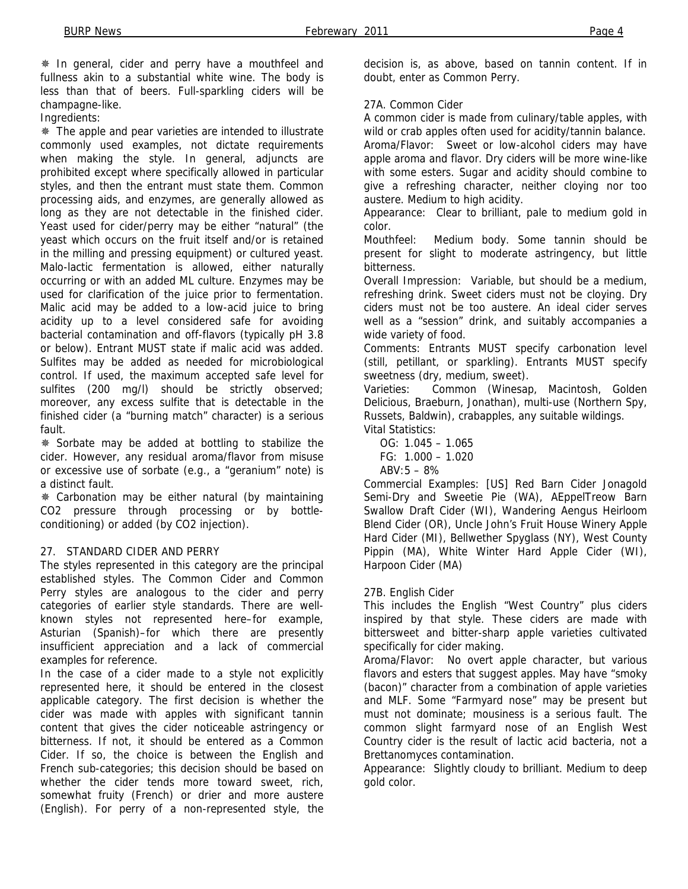❋ In general, cider and perry have a mouthfeel and fullness akin to a substantial white wine. The body is less than that of beers. Full-sparkling ciders will be champagne-like.

Ingredients:

❋ The apple and pear varieties are intended to illustrate commonly used examples, not dictate requirements when making the style. In general, adjuncts are prohibited except where specifically allowed in particular styles, and then the entrant must state them. Common processing aids, and enzymes, are generally allowed as long as they are not detectable in the finished cider. Yeast used for cider/perry may be either "natural" (the yeast which occurs on the fruit itself and/or is retained in the milling and pressing equipment) or cultured yeast. Malo-lactic fermentation is allowed, either naturally occurring or with an added ML culture. Enzymes may be used for clarification of the juice prior to fermentation. Malic acid may be added to a low-acid juice to bring acidity up to a level considered safe for avoiding bacterial contamination and off-flavors (typically pH 3.8 or below). Entrant MUST state if malic acid was added. Sulfites may be added as needed for microbiological control. If used, the maximum accepted safe level for sulfites (200 mg/l) should be strictly observed; moreover, any excess sulfite that is detectable in the finished cider (a "burning match" character) is a serious fault.

❋ Sorbate may be added at bottling to stabilize the cider. However, any residual aroma/flavor from misuse or excessive use of sorbate (e.g., a "geranium" note) is a distinct fault.

❋ Carbonation may be either natural (by maintaining $CO_2$ pressure through processing or by bottle-conditioning) or added (by $CO_2$ injection).

## 27. STANDARD CIDER AND PERRY

The styles represented in this category are the principal established styles. The Common Cider and Common Perry styles are analogous to the cider and perry categories of earlier style standards. There are well-known styles not represented here–for example, Asturian (Spanish)–for which there are presently insufficient appreciation and a lack of commercial examples for reference.

In the case of a cider made to a style not explicitly represented here, it should be entered in the closest applicable category. The first decision is whether the cider was made with apples with significant tannin content that gives the cider noticeable astringency or bitterness. If not, it should be entered as a Common Cider. If so, the choice is between the English and French sub-categories; this decision should be based on whether the cider tends more toward sweet, rich, somewhat fruity (French) or drier and more austere (English). For perry of a non-represented style, the decision is, as above, based on tannin content. If in doubt, enter as Common Perry.

### 27A. Common Cider

A common cider is made from culinary/table apples, with wild or crab apples often used for acidity/tannin balance.

Aroma/Flavor: Sweet or low-alcohol ciders may have apple aroma and flavor. Dry ciders will be more wine-like with some esters. Sugar and acidity should combine to give a refreshing character, neither cloying nor too austere. Medium to high acidity.

Appearance: Clear to brilliant, pale to medium gold in color.

Mouthfeel: Medium body. Some tannin should be present for slight to moderate astringency, but little bitterness.

Overall Impression: Variable, but should be a medium, refreshing drink. Sweet ciders must not be cloying. Dry ciders must not be too austere. An ideal cider serves well as a "session" drink, and suitably accompanies a wide variety of food.

Comments: Entrants MUST specify carbonation level (still, petillant, or sparkling). Entrants MUST specify sweetness (dry, medium, sweet).

Varieties: Common (Winesap, Macintosh, Golden Delicious, Braeburn, Jonathan), multi-use (Northern Spy, Russets, Baldwin), crabapples, any suitable wildings.

Vital Statistics:

OG: 1.045 – 1.065
FG: 1.000 – 1.020
ABV:5 – 8%

Commercial Examples: [US] Red Barn Cider Jonagold Semi-Dry and Sweetie Pie (WA), AEppelTreow Barn Swallow Draft Cider (WI), Wandering Aengus Heirloom Blend Cider (OR), Uncle John's Fruit House Winery Apple Hard Cider (MI), Bellwether Spyglass (NY), West County Pippin (MA), White Winter Hard Apple Cider (WI), Harpoon Cider (MA)

### 27B. English Cider

This includes the English "West Country" plus ciders inspired by that style. These ciders are made with bittersweet and bitter-sharp apple varieties cultivated specifically for cider making.

Aroma/Flavor: No overt apple character, but various flavors and esters that suggest apples. May have "smoky (bacon)" character from a combination of apple varieties and MLF. Some "Farmyard nose" may be present but must not dominate; mousiness is a serious fault. The common slight farmyard nose of an English West Country cider is the result of lactic acid bacteria, not a Brettanomyces contamination.

Appearance: Slightly cloudy to brilliant. Medium to deep gold color.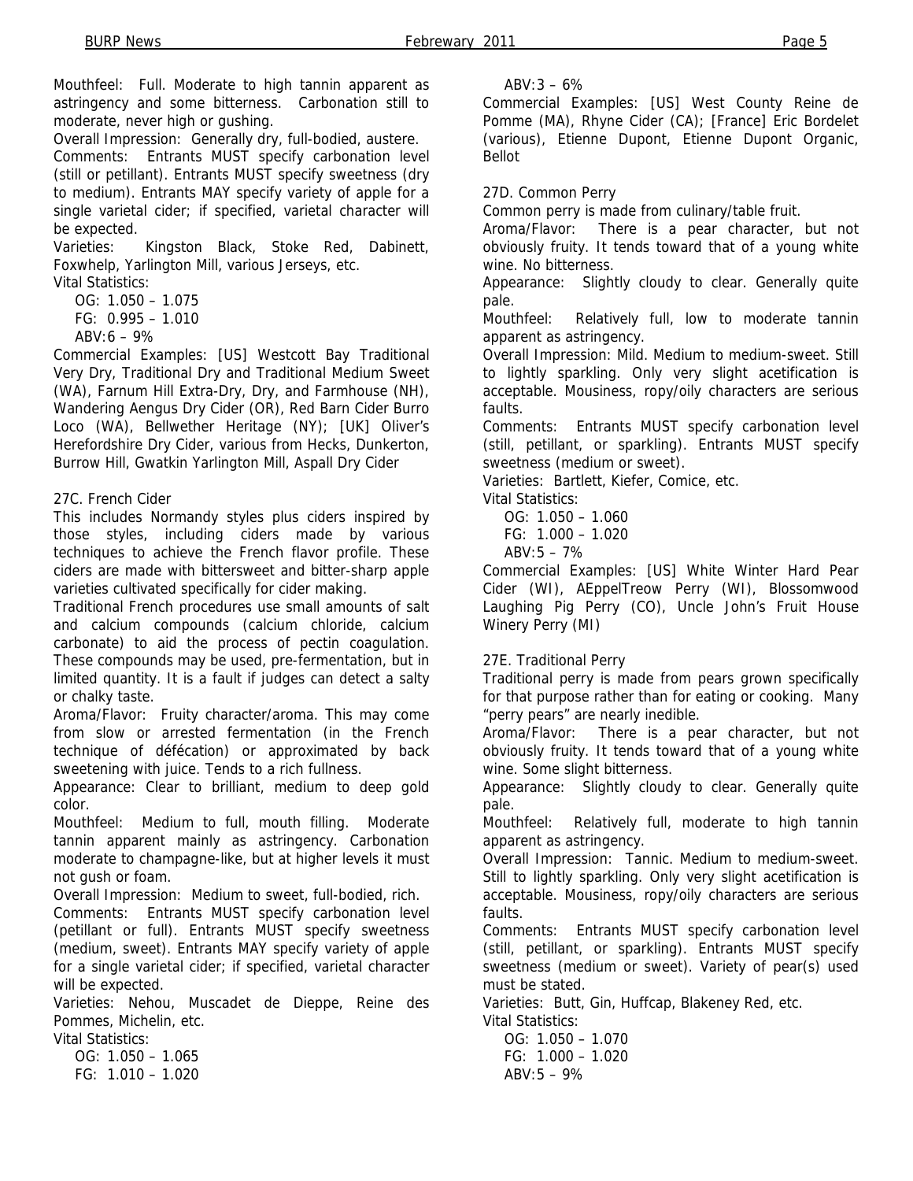Mouthfeel: Full. Moderate to high tannin apparent as astringency and some bitterness. Carbonation still to moderate, never high or gushing.

Overall Impression: Generally dry, full-bodied, austere.

Comments: Entrants MUST specify carbonation level (still or petillant). Entrants MUST specify sweetness (dry to medium). Entrants MAY specify variety of apple for a single varietal cider; if specified, varietal character will be expected.

Varieties: Kingston Black, Stoke Red, Dabinett, Foxwhelp, Yarlington Mill, various Jerseys, etc.

Vital Statistics:

OG: 1.050 – 1.075
FG: 0.995 – 1.010
ABV: 6 – 9%

Commercial Examples: [US] Westcott Bay Traditional Very Dry, Traditional Dry and Traditional Medium Sweet (WA), Farnum Hill Extra-Dry, Dry, and Farmhouse (NH), Wandering Aengus Dry Cider (OR), Red Barn Cider Burro Loco (WA), Bellwether Heritage (NY); [UK] Oliver's Herefordshire Dry Cider, various from Hecks, Dunkerton, Burrow Hill, Gwatkin Yarlington Mill, Aspall Dry Cider

27C. French Cider

This includes Normandy styles plus ciders inspired by those styles, including ciders made by various techniques to achieve the French flavor profile. These ciders are made with bittersweet and bitter-sharp apple varieties cultivated specifically for cider making.

Traditional French procedures use small amounts of salt and calcium compounds (calcium chloride, calcium carbonate) to aid the process of pectin coagulation. These compounds may be used, pre-fermentation, but in limited quantity. It is a fault if judges can detect a salty or chalky taste.

Aroma/Flavor: Fruity character/aroma. This may come from slow or arrested fermentation (in the French technique of défécation) or approximated by back sweetening with juice. Tends to a rich fullness.

Appearance: Clear to brilliant, medium to deep gold color.

Mouthfeel: Medium to full, mouth filling. Moderate tannin apparent mainly as astringency. Carbonation moderate to champagne-like, but at higher levels it must not gush or foam.

Overall Impression: Medium to sweet, full-bodied, rich.

Comments: Entrants MUST specify carbonation level (petillant or full). Entrants MUST specify sweetness (medium, sweet). Entrants MAY specify variety of apple for a single varietal cider; if specified, varietal character will be expected.

Varieties: Nehou, Muscadet de Dieppe, Reine des Pommes, Michelin, etc.

Vital Statistics:

OG: 1.050 – 1.065
FG: 1.010 – 1.020
ABV: 3 – 6%

Commercial Examples: [US] West County Reine de Pomme (MA), Rhyne Cider (CA); [France] Eric Bordelet (various), Etienne Dupont, Etienne Dupont Organic, Bellot

27D. Common Perry

Common perry is made from culinary/table fruit.

Aroma/Flavor: There is a pear character, but not obviously fruity. It tends toward that of a young white wine. No bitterness.

Appearance: Slightly cloudy to clear. Generally quite pale.

Mouthfeel: Relatively full, low to moderate tannin apparent as astringency.

Overall Impression: Mild. Medium to medium-sweet. Still to lightly sparkling. Only very slight acetification is acceptable. Mousiness, ropy/oily characters are serious faults.

Comments: Entrants MUST specify carbonation level (still, petillant, or sparkling). Entrants MUST specify sweetness (medium or sweet).

Varieties: Bartlett, Kiefer, Comice, etc.

Vital Statistics:

OG: 1.050 – 1.060
FG: 1.000 – 1.020
ABV: 5 – 7%

Commercial Examples: [US] White Winter Hard Pear Cider (WI), AEppelTreow Perry (WI), Blossomwood Laughing Pig Perry (CO), Uncle John's Fruit House Winery Perry (MI)

27E. Traditional Perry

Traditional perry is made from pears grown specifically for that purpose rather than for eating or cooking. Many "perry pears" are nearly inedible.

Aroma/Flavor: There is a pear character, but not obviously fruity. It tends toward that of a young white wine. Some slight bitterness.

Appearance: Slightly cloudy to clear. Generally quite pale.

Mouthfeel: Relatively full, moderate to high tannin apparent as astringency.

Overall Impression: Tannic. Medium to medium-sweet. Still to lightly sparkling. Only very slight acetification is acceptable. Mousiness, ropy/oily characters are serious faults.

Comments: Entrants MUST specify carbonation level (still, petillant, or sparkling). Entrants MUST specify sweetness (medium or sweet). Variety of pear(s) used must be stated.

Varieties: Butt, Gin, Huffcap, Blakeney Red, etc.

Vital Statistics:

OG: 1.050 – 1.070
FG: 1.000 – 1.020
ABV: 5 – 9%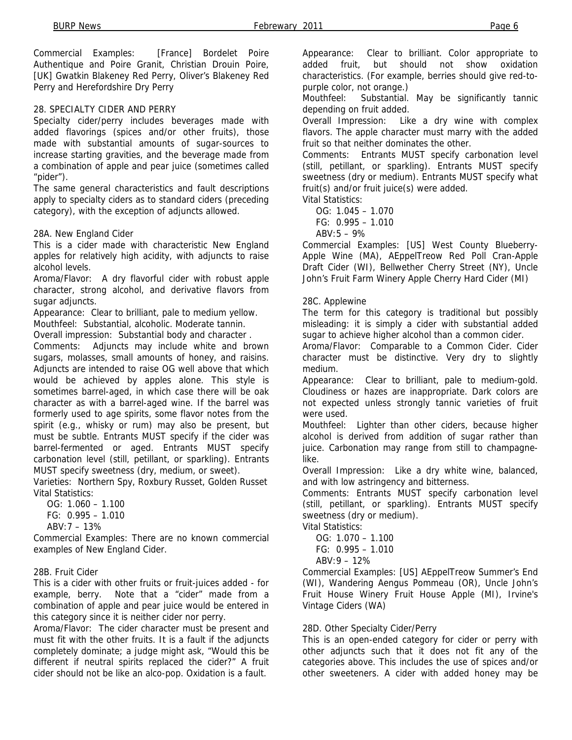Commercial Examples: [France] Bordelet Poire Authentique and Poire Granit, Christian Drouin Poire, [UK] Gwatkin Blakeney Red Perry, Oliver's Blakeney Red Perry and Herefordshire Dry Perry

## 28. SPECIALTY CIDER AND PERRY

Specialty cider/perry includes beverages made with added flavorings (spices and/or other fruits), those made with substantial amounts of sugar-sources to increase starting gravities, and the beverage made from a combination of apple and pear juice (sometimes called "pider").

The same general characteristics and fault descriptions apply to specialty ciders as to standard ciders (preceding category), with the exception of adjuncts allowed.

### 28A. New England Cider

This is a cider made with characteristic New England apples for relatively high acidity, with adjuncts to raise alcohol levels.

Aroma/Flavor: A dry flavorful cider with robust apple character, strong alcohol, and derivative flavors from sugar adjuncts.

Appearance: Clear to brilliant, pale to medium yellow.

Mouthfeel: Substantial, alcoholic. Moderate tannin.

Overall impression: Substantial body and character .

Comments: Adjuncts may include white and brown sugars, molasses, small amounts of honey, and raisins. Adjuncts are intended to raise OG well above that which would be achieved by apples alone. This style is sometimes barrel-aged, in which case there will be oak character as with a barrel-aged wine. If the barrel was formerly used to age spirits, some flavor notes from the spirit (e.g., whisky or rum) may also be present, but must be subtle. Entrants MUST specify if the cider was barrel-fermented or aged. Entrants MUST specify carbonation level (still, petillant, or sparkling). Entrants MUST specify sweetness (dry, medium, or sweet).

Varieties: Northern Spy, Roxbury Russet, Golden Russet

Vital Statistics:

OG: 1.060 – 1.100
FG: 0.995 – 1.010
ABV: 7 – 13%

Commercial Examples: There are no known commercial examples of New England Cider.

### 28B. Fruit Cider

This is a cider with other fruits or fruit-juices added - for example, berry. Note that a "cider" made from a combination of apple and pear juice would be entered in this category since it is neither cider nor perry.

Aroma/Flavor: The cider character must be present and must fit with the other fruits. It is a fault if the adjuncts completely dominate; a judge might ask, "Would this be different if neutral spirits replaced the cider?" A fruit cider should not be like an alco-pop. Oxidation is a fault.

Appearance: Clear to brilliant. Color appropriate to added fruit, but should not show oxidation characteristics. (For example, berries should give red-to-purple color, not orange.)

Mouthfeel: Substantial. May be significantly tannic depending on fruit added.

Overall Impression: Like a dry wine with complex flavors. The apple character must marry with the added fruit so that neither dominates the other.

Comments: Entrants MUST specify carbonation level (still, petillant, or sparkling). Entrants MUST specify sweetness (dry or medium). Entrants MUST specify what fruit(s) and/or fruit juice(s) were added.

Vital Statistics:

OG: 1.045 – 1.070
FG: 0.995 – 1.010
ABV: 5 – 9%

Commercial Examples: [US] West County Blueberry-Apple Wine (MA), AEppelTreow Red Poll Cran-Apple Draft Cider (WI), Bellwether Cherry Street (NY), Uncle John's Fruit Farm Winery Apple Cherry Hard Cider (MI)

### 28C. Applewine

The term for this category is traditional but possibly misleading: it is simply a cider with substantial added sugar to achieve higher alcohol than a common cider.

Aroma/Flavor: Comparable to a Common Cider. Cider character must be distinctive. Very dry to slightly medium.

Appearance: Clear to brilliant, pale to medium-gold. Cloudiness or hazes are inappropriate. Dark colors are not expected unless strongly tannic varieties of fruit were used.

Mouthfeel: Lighter than other ciders, because higher alcohol is derived from addition of sugar rather than juice. Carbonation may range from still to champagne-like.

Overall Impression: Like a dry white wine, balanced, and with low astringency and bitterness.

Comments: Entrants MUST specify carbonation level (still, petillant, or sparkling). Entrants MUST specify sweetness (dry or medium).

Vital Statistics:

OG: 1.070 – 1.100
FG: 0.995 – 1.010
ABV: 9 – 12%

Commercial Examples: [US] AEppelTreow Summer's End (WI), Wandering Aengus Pommeau (OR), Uncle John's Fruit House Winery Fruit House Apple (MI), Irvine's Vintage Ciders (WA)

### 28D. Other Specialty Cider/Perry

This is an open-ended category for cider or perry with other adjuncts such that it does not fit any of the categories above. This includes the use of spices and/or other sweeteners. A cider with added honey may be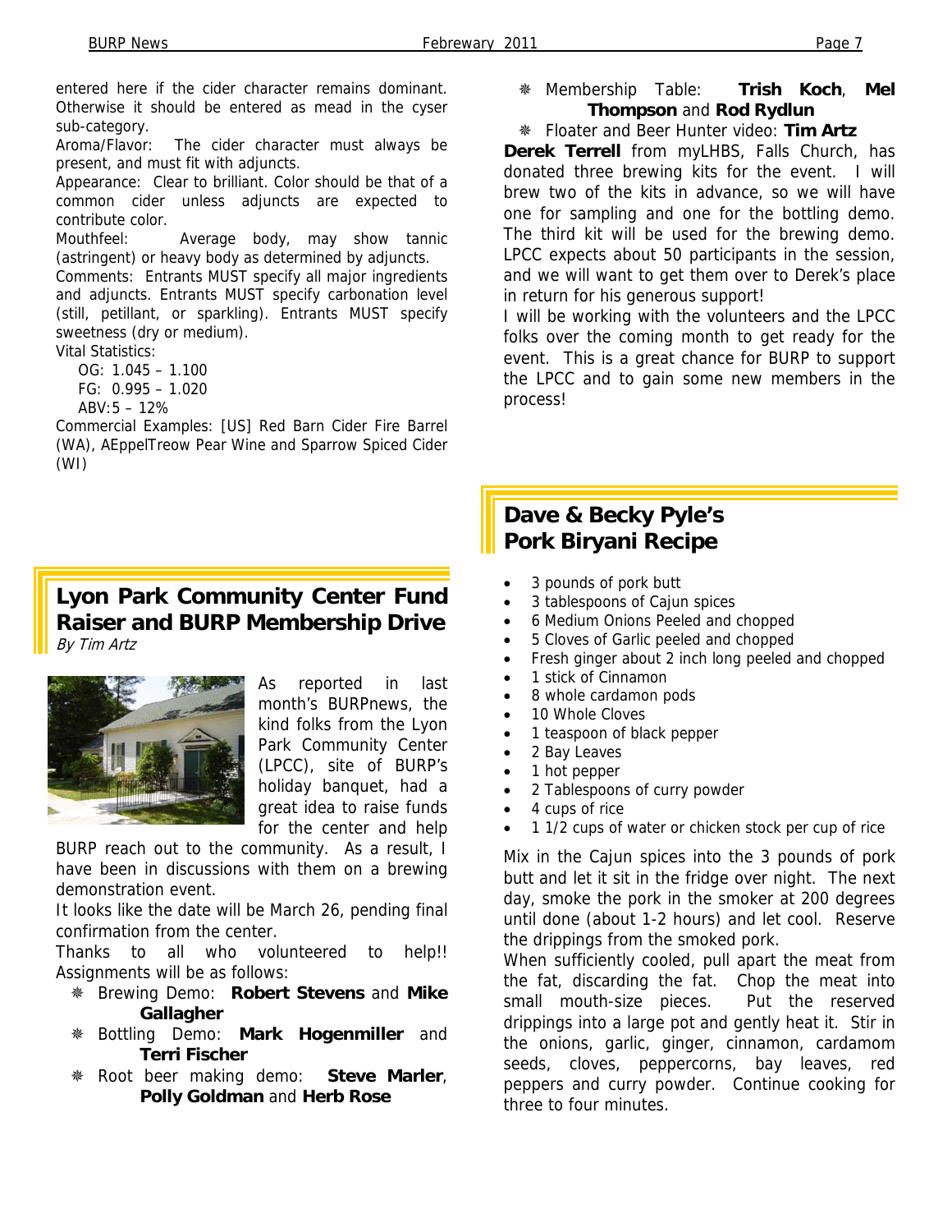entered here if the cider character remains dominant. Otherwise it should be entered as mead in the cyser sub-category.

Aroma/Flavor: The cider character must always be present, and must fit with adjuncts.

Appearance: Clear to brilliant. Color should be that of a common cider unless adjuncts are expected to contribute color.

Mouthfeel: Average body, may show tannic (astringent) or heavy body as determined by adjuncts.

Comments: Entrants MUST specify all major ingredients and adjuncts. Entrants MUST specify carbonation level (still, petillant, or sparkling). Entrants MUST specify sweetness (dry or medium).

Vital Statistics:

OG: 1.045 – 1.100
FG: 0.995 – 1.020
ABV:5 – 12%

Commercial Examples: [US] Red Barn Cider Fire Barrel (WA), AEppelTreow Pear Wine and Sparrow Spiced Cider (WI)

## Lyon Park Community Center Fund Raiser and BURP Membership Drive

*By Tim Artz*

As reported in last month's BURPnews, the kind folks from the Lyon Park Community Center (LPCC), site of BURP's holiday banquet, had a great idea to raise funds for the center and help BURP reach out to the community. As a result, I have been in discussions with them on a brewing demonstration event.

It looks like the date will be March 26, pending final confirmation from the center.

Thanks to all who volunteered to help!! Assignments will be as follows:

- Brewing Demo: **Robert Stevens** and **Mike Gallagher**
- Bottling Demo: **Mark Hogenmiller** and **Terri Fischer**
- Root beer making demo: **Steve Marler**, **Polly Goldman** and **Herb Rose**
- Membership Table: **Trish Koch**, **Mel Thompson** and **Rod Rydlun**
- Floater and Beer Hunter video: **Tim Artz**

**Derek Terrell** from myLHBS, Falls Church, has donated three brewing kits for the event. I will brew two of the kits in advance, so we will have one for sampling and one for the bottling demo. The third kit will be used for the brewing demo. LPCC expects about 50 participants in the session, and we will want to get them over to Derek's place in return for his generous support!

I will be working with the volunteers and the LPCC folks over the coming month to get ready for the event. This is a great chance for BURP to support the LPCC and to gain some new members in the process!

## Dave & Becky Pyle's Pork Biryani Recipe

- 3 pounds of pork butt
- 3 tablespoons of Cajun spices
- 6 Medium Onions Peeled and chopped
- 5 Cloves of Garlic peeled and chopped
- Fresh ginger about 2 inch long peeled and chopped
- 1 stick of Cinnamon
- 8 whole cardamon pods
- 10 Whole Cloves
- 1 teaspoon of black pepper
- 2 Bay Leaves
- 1 hot pepper
- 2 Tablespoons of curry powder
- 4 cups of rice
- 1 1/2 cups of water or chicken stock per cup of rice

Mix in the Cajun spices into the 3 pounds of pork butt and let it sit in the fridge over night. The next day, smoke the pork in the smoker at 200 degrees until done (about 1-2 hours) and let cool. Reserve the drippings from the smoked pork.

When sufficiently cooled, pull apart the meat from the fat, discarding the fat. Chop the meat into small mouth-size pieces. Put the reserved drippings into a large pot and gently heat it. Stir in the onions, garlic, ginger, cinnamon, cardamom seeds, cloves, peppercorns, bay leaves, red peppers and curry powder. Continue cooking for three to four minutes.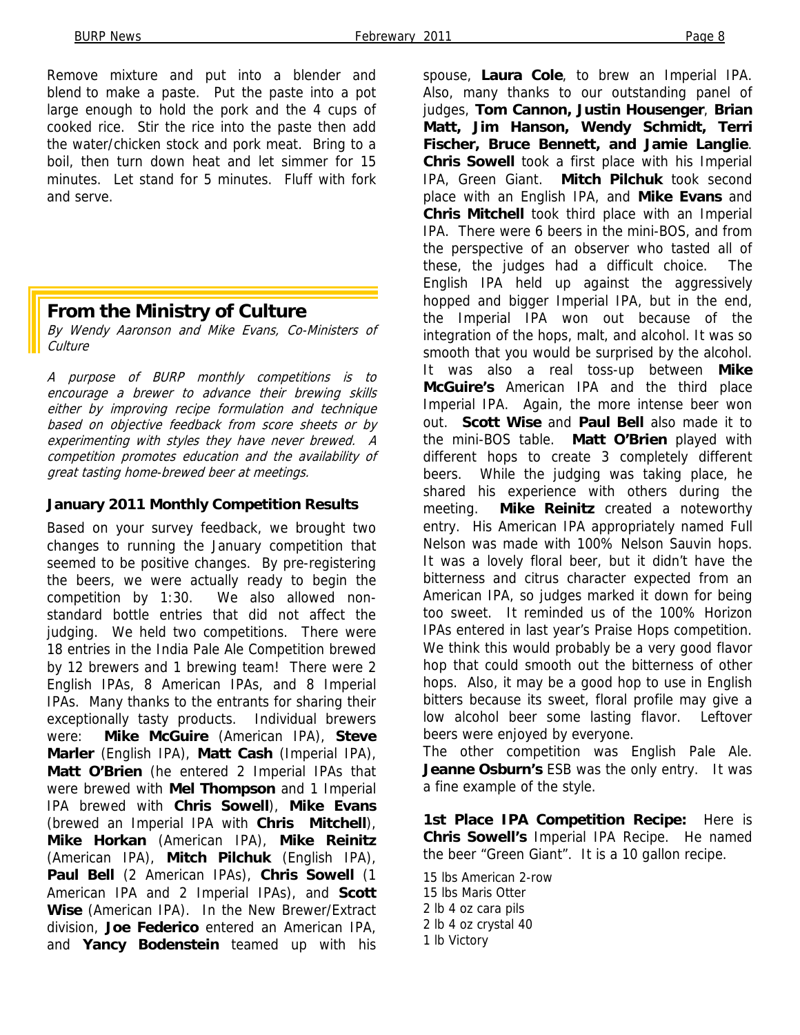Remove mixture and put into a blender and blend to make a paste. Put the paste into a pot large enough to hold the pork and the 4 cups of cooked rice. Stir the rice into the paste then add the water/chicken stock and pork meat. Bring to a boil, then turn down heat and let simmer for 15 minutes. Let stand for 5 minutes. Fluff with fork and serve.

## From the Ministry of Culture

*By Wendy Aaronson and Mike Evans, Co-Ministers of Culture*

*A purpose of BURP monthly competitions is to encourage a brewer to advance their brewing skills either by improving recipe formulation and technique based on objective feedback from score sheets or by experimenting with styles they have never brewed. A competition promotes education and the availability of great tasting home-brewed beer at meetings.*

### January 2011 Monthly Competition Results

Based on your survey feedback, we brought two changes to running the January competition that seemed to be positive changes. By pre-registering the beers, we were actually ready to begin the competition by 1:30. We also allowed non-standard bottle entries that did not affect the judging. We held two competitions. There were 18 entries in the India Pale Ale Competition brewed by 12 brewers and 1 brewing team! There were 2 English IPAs, 8 American IPAs, and 8 Imperial IPAs. Many thanks to the entrants for sharing their exceptionally tasty products. Individual brewers were: **Mike McGuire** (American IPA), **Steve Marler** (English IPA), **Matt Cash** (Imperial IPA), **Matt O'Brien** (he entered 2 Imperial IPAs that were brewed with **Mel Thompson** and 1 Imperial IPA brewed with **Chris Sowell**), **Mike Evans** (brewed an Imperial IPA with **Chris Mitchell**), **Mike Horkan** (American IPA), **Mike Reinitz** (American IPA), **Mitch Pilchuk** (English IPA), **Paul Bell** (2 American IPAs), **Chris Sowell** (1 American IPA and 2 Imperial IPAs), and **Scott Wise** (American IPA). In the New Brewer/Extract division, **Joe Federico** entered an American IPA, and **Yancy Bodenstein** teamed up with his spouse, **Laura Cole**, to brew an Imperial IPA. Also, many thanks to our outstanding panel of judges, **Tom Cannon, Justin Housenger**, **Brian Matt, Jim Hanson, Wendy Schmidt, Terri Fischer, Bruce Bennett, and Jamie Langlie**. **Chris Sowell** took a first place with his Imperial IPA, Green Giant. **Mitch Pilchuk** took second place with an English IPA, and **Mike Evans** and **Chris Mitchell** took third place with an Imperial IPA. There were 6 beers in the mini-BOS, and from the perspective of an observer who tasted all of these, the judges had a difficult choice. The English IPA held up against the aggressively hopped and bigger Imperial IPA, but in the end, the Imperial IPA won out because of the integration of the hops, malt, and alcohol. It was so smooth that you would be surprised by the alcohol. It was also a real toss-up between **Mike McGuire's** American IPA and the third place Imperial IPA. Again, the more intense beer won out. **Scott Wise** and **Paul Bell** also made it to the mini-BOS table. **Matt O'Brien** played with different hops to create 3 completely different beers. While the judging was taking place, he shared his experience with others during the meeting. **Mike Reinitz** created a noteworthy entry. His American IPA appropriately named Full Nelson was made with 100% Nelson Sauvin hops. It was a lovely floral beer, but it didn't have the bitterness and citrus character expected from an American IPA, so judges marked it down for being too sweet. It reminded us of the 100% Horizon IPAs entered in last year's Praise Hops competition. We think this would probably be a very good flavor hop that could smooth out the bitterness of other hops. Also, it may be a good hop to use in English bitters because its sweet, floral profile may give a low alcohol beer some lasting flavor. Leftover beers were enjoyed by everyone.

The other competition was English Pale Ale. **Jeanne Osburn's** ESB was the only entry. It was a fine example of the style.

**1st Place IPA Competition Recipe:** Here is **Chris Sowell's** Imperial IPA Recipe. He named the beer "Green Giant". It is a 10 gallon recipe.

15 lbs American 2-row
15 lbs Maris Otter
2 lb 4 oz cara pils
2 lb 4 oz crystal 40
1 lb Victory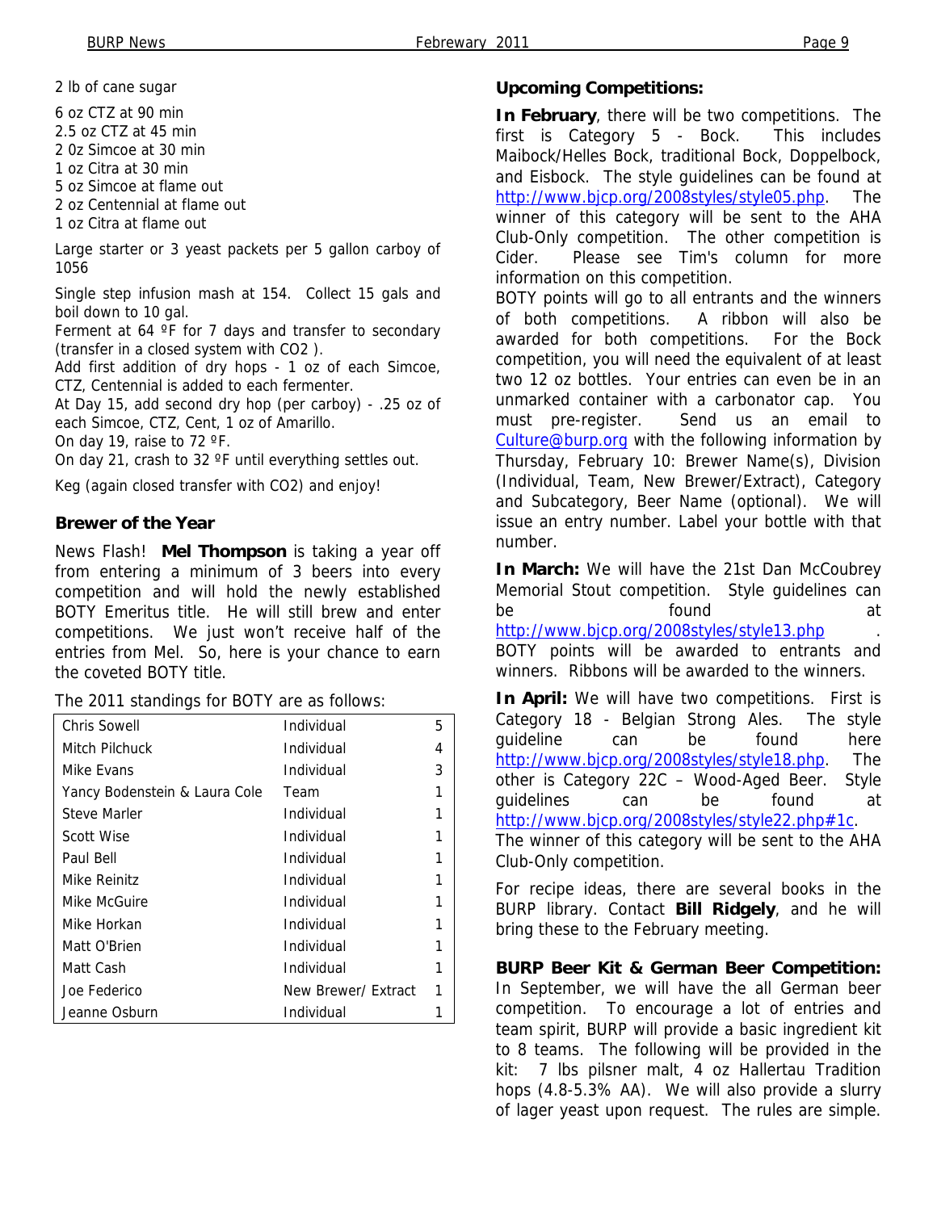2 lb of cane sugar

6 oz CTZ at 90 min
2.5 oz CTZ at 45 min
2 0z Simcoe at 30 min
1 oz Citra at 30 min
5 oz Simcoe at flame out
2 oz Centennial at flame out
1 oz Citra at flame out

Large starter or 3 yeast packets per 5 gallon carboy of 1056

Single step infusion mash at 154. Collect 15 gals and boil down to 10 gal.
Ferment at 64 ºF for 7 days and transfer to secondary (transfer in a closed system with $CO_2$ ).
Add first addition of dry hops - 1 oz of each Simcoe, CTZ, Centennial is added to each fermenter.
At Day 15, add second dry hop (per carboy) - .25 oz of each Simcoe, CTZ, Cent, 1 oz of Amarillo.
On day 19, raise to 72 ºF.
On day 21, crash to 32 ºF until everything settles out.

Keg (again closed transfer with CO2) and enjoy!

## Brewer of the Year

News Flash! **Mel Thompson** is taking a year off from entering a minimum of 3 beers into every competition and will hold the newly established BOTY Emeritus title. He will still brew and enter competitions. We just won't receive half of the entries from Mel. So, here is your chance to earn the coveted BOTY title.

The 2011 standings for BOTY are as follows:

| | | |
|---|---|---|
| Chris Sowell | Individual | 5 |
| Mitch Pilchuck | Individual | 4 |
| Mike Evans | Individual | 3 |
| Yancy Bodenstein & Laura Cole | Team | 1 |
| Steve Marler | Individual | 1 |
| Scott Wise | Individual | 1 |
| Paul Bell | Individual | 1 |
| Mike Reinitz | Individual | 1 |
| Mike McGuire | Individual | 1 |
| Mike Horkan | Individual | 1 |
| Matt O'Brien | Individual | 1 |
| Matt Cash | Individual | 1 |
| Joe Federico | New Brewer/ Extract | 1 |
| Jeanne Osburn | Individual | 1 |

## Upcoming Competitions:

**In February**, there will be two competitions. The first is Category 5 - Bock. This includes Maibock/Helles Bock, traditional Bock, Doppelbock, and Eisbock. The style guidelines can be found at http://www.bjcp.org/2008styles/style05.php. The winner of this category will be sent to the AHA Club-Only competition. The other competition is Cider. Please see Tim's column for more information on this competition.
BOTY points will go to all entrants and the winners of both competitions. A ribbon will also be awarded for both competitions. For the Bock competition, you will need the equivalent of at least two 12 oz bottles. Your entries can even be in an unmarked container with a carbonator cap. You must pre-register. Send us an email to Culture@burp.org with the following information by Thursday, February 10: Brewer Name(s), Division (Individual, Team, New Brewer/Extract), Category and Subcategory, Beer Name (optional). We will issue an entry number. Label your bottle with that number.

**In March:** We will have the 21st Dan McCoubrey Memorial Stout competition. Style guidelines can be found at http://www.bjcp.org/2008styles/style13.php .
BOTY points will be awarded to entrants and winners. Ribbons will be awarded to the winners.

**In April:** We will have two competitions. First is Category 18 - Belgian Strong Ales. The style guideline can be found here http://www.bjcp.org/2008styles/style18.php. The other is Category 22C – Wood-Aged Beer. Style guidelines can be found at http://www.bjcp.org/2008styles/style22.php#1c.
The winner of this category will be sent to the AHA Club-Only competition.

For recipe ideas, there are several books in the BURP library. Contact **Bill Ridgely**, and he will bring these to the February meeting.

**BURP Beer Kit & German Beer Competition:** In September, we will have the all German beer competition. To encourage a lot of entries and team spirit, BURP will provide a basic ingredient kit to 8 teams. The following will be provided in the kit: 7 lbs pilsner malt, 4 oz Hallertau Tradition hops (4.8-5.3% AA). We will also provide a slurry of lager yeast upon request. The rules are simple.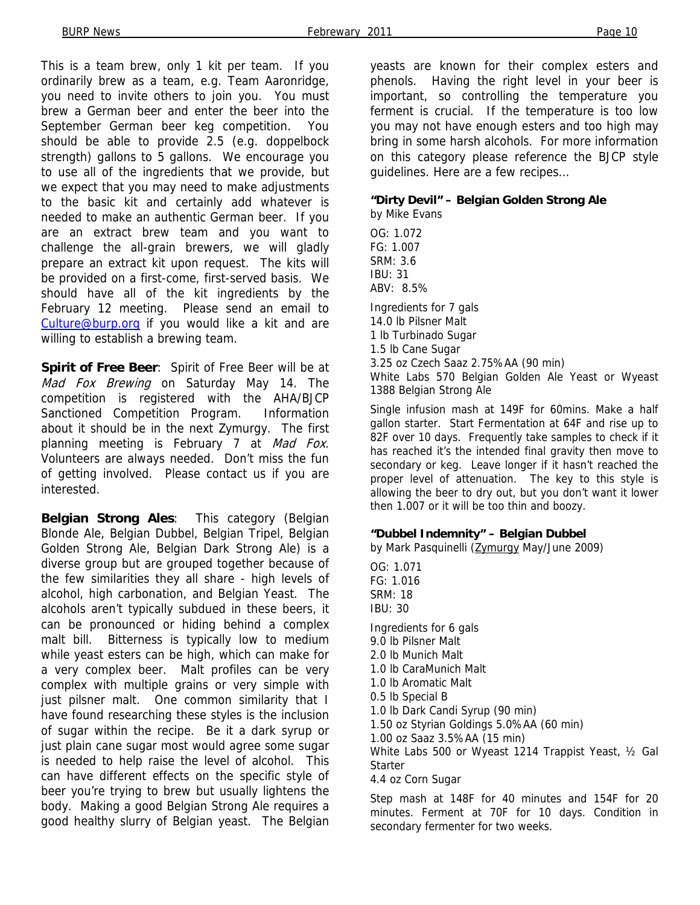This is a team brew, only 1 kit per team. If you ordinarily brew as a team, e.g. Team Aaronridge, you need to invite others to join you. You must brew a German beer and enter the beer into the September German beer keg competition. You should be able to provide 2.5 (e.g. doppelbock strength) gallons to 5 gallons. We encourage you to use all of the ingredients that we provide, but we expect that you may need to make adjustments to the basic kit and certainly add whatever is needed to make an authentic German beer. If you are an extract brew team and you want to challenge the all-grain brewers, we will gladly prepare an extract kit upon request. The kits will be provided on a first-come, first-served basis. We should have all of the kit ingredients by the February 12 meeting. Please send an email to Culture@burp.org if you would like a kit and are willing to establish a brewing team.

**Spirit of Free Beer**: Spirit of Free Beer will be at *Mad Fox Brewing* on Saturday May 14. The competition is registered with the AHA/BJCP Sanctioned Competition Program. Information about it should be in the next Zymurgy. The first planning meeting is February 7 at *Mad Fox*. Volunteers are always needed. Don't miss the fun of getting involved. Please contact us if you are interested.

**Belgian Strong Ales**: This category (Belgian Blonde Ale, Belgian Dubbel, Belgian Tripel, Belgian Golden Strong Ale, Belgian Dark Strong Ale) is a diverse group but are grouped together because of the few similarities they all share - high levels of alcohol, high carbonation, and Belgian Yeast. The alcohols aren't typically subdued in these beers, it can be pronounced or hiding behind a complex malt bill. Bitterness is typically low to medium while yeast esters can be high, which can make for a very complex beer. Malt profiles can be very complex with multiple grains or very simple with just pilsner malt. One common similarity that I have found researching these styles is the inclusion of sugar within the recipe. Be it a dark syrup or just plain cane sugar most would agree some sugar is needed to help raise the level of alcohol. This can have different effects on the specific style of beer you're trying to brew but usually lightens the body. Making a good Belgian Strong Ale requires a good healthy slurry of Belgian yeast. The Belgian yeasts are known for their complex esters and phenols. Having the right level in your beer is important, so controlling the temperature you ferment is crucial. If the temperature is too low you may not have enough esters and too high may bring in some harsh alcohols. For more information on this category please reference the BJCP style guidelines. Here are a few recipes…

**"Dirty Devil" – Belgian Golden Strong Ale**
by Mike Evans

OG: 1.072
FG: 1.007
SRM: 3.6
IBU: 31
ABV: 8.5%

Ingredients for 7 gals
14.0 lb Pilsner Malt
1 lb Turbinado Sugar
1.5 lb Cane Sugar
3.25 oz Czech Saaz 2.75% AA (90 min)
White Labs 570 Belgian Golden Ale Yeast or Wyeast 1388 Belgian Strong Ale

Single infusion mash at 149F for 60mins. Make a half gallon starter. Start Fermentation at 64F and rise up to 82F over 10 days. Frequently take samples to check if it has reached it's the intended final gravity then move to secondary or keg. Leave longer if it hasn't reached the proper level of attenuation. The key to this style is allowing the beer to dry out, but you don't want it lower then 1.007 or it will be too thin and boozy.

**"Dubbel Indemnity" – Belgian Dubbel**
by Mark Pasquinelli (Zymurgy May/June 2009)

OG: 1.071
FG: 1.016
SRM: 18
IBU: 30

Ingredients for 6 gals
9.0 lb Pilsner Malt
2.0 lb Munich Malt
1.0 lb CaraMunich Malt
1.0 lb Aromatic Malt
0.5 lb Special B
1.0 lb Dark Candi Syrup (90 min)
1.50 oz Styrian Goldings 5.0% AA (60 min)
1.00 oz Saaz 3.5% AA (15 min)
White Labs 500 or Wyeast 1214 Trappist Yeast, ½ Gal Starter
4.4 oz Corn Sugar

Step mash at 148F for 40 minutes and 154F for 20 minutes. Ferment at 70F for 10 days. Condition in secondary fermenter for two weeks.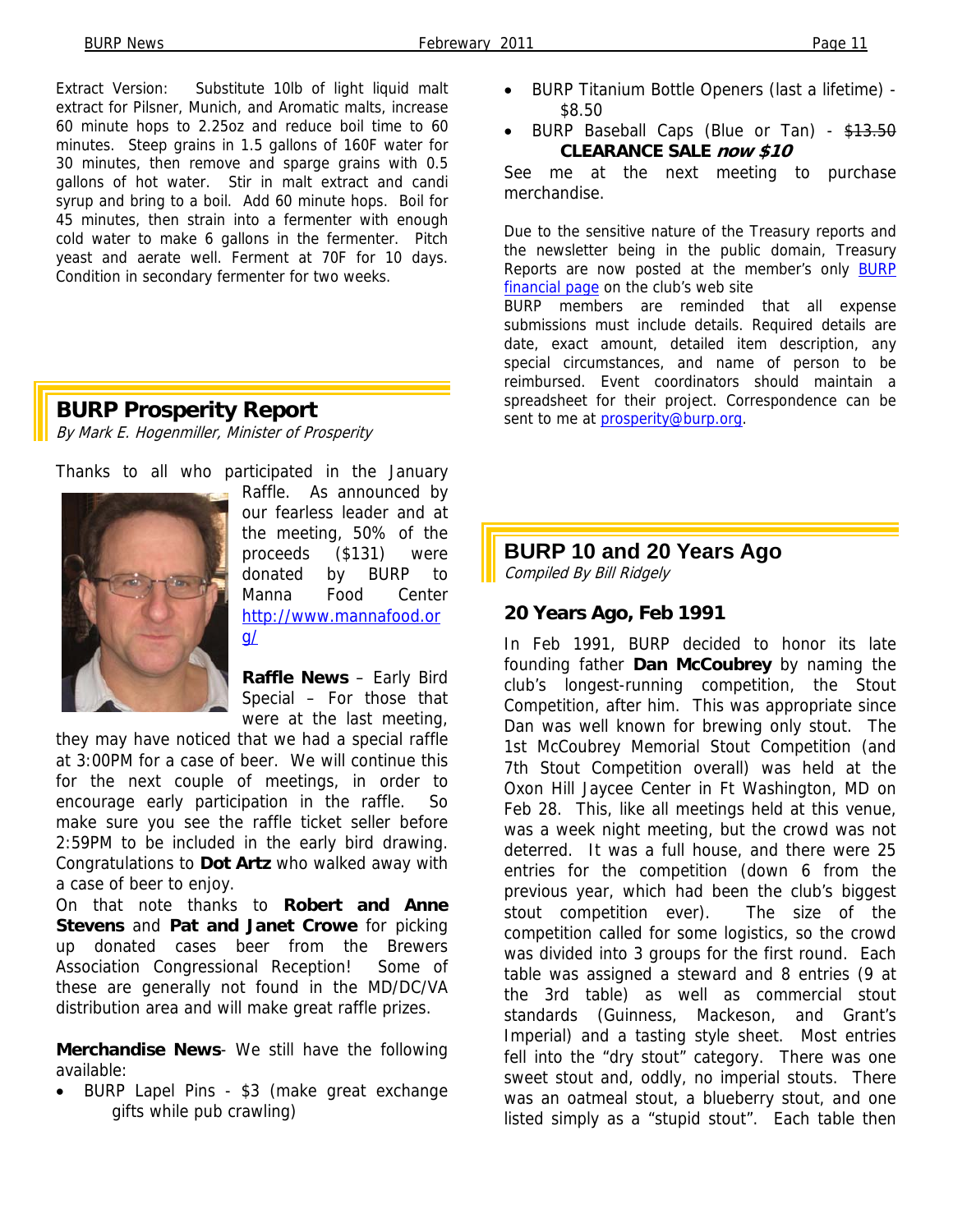Extract Version: Substitute 10lb of light liquid malt extract for Pilsner, Munich, and Aromatic malts, increase 60 minute hops to 2.25oz and reduce boil time to 60 minutes. Steep grains in 1.5 gallons of 160F water for 30 minutes, then remove and sparge grains with 0.5 gallons of hot water. Stir in malt extract and candi syrup and bring to a boil. Add 60 minute hops. Boil for 45 minutes, then strain into a fermenter with enough cold water to make 6 gallons in the fermenter. Pitch yeast and aerate well. Ferment at 70F for 10 days. Condition in secondary fermenter for two weeks.

## BURP Prosperity Report

*By Mark E. Hogenmiller, Minister of Prosperity*

Thanks to all who participated in the January Raffle. As announced by our fearless leader and at the meeting, 50% of the proceeds ($131) were donated by BURP to Manna Food Center http://www.mannafood.org/

**Raffle News** – Early Bird Special – For those that were at the last meeting, they may have noticed that we had a special raffle at 3:00PM for a case of beer. We will continue this for the next couple of meetings, in order to encourage early participation in the raffle. So make sure you see the raffle ticket seller before 2:59PM to be included in the early bird drawing. Congratulations to **Dot Artz** who walked away with a case of beer to enjoy.

On that note thanks to **Robert and Anne Stevens** and **Pat and Janet Crowe** for picking up donated cases beer from the Brewers Association Congressional Reception! Some of these are generally not found in the MD/DC/VA distribution area and will make great raffle prizes.

**Merchandise News**- We still have the following available:

- BURP Lapel Pins - $3 (make great exchange gifts while pub crawling)
- BURP Titanium Bottle Openers (last a lifetime) - $8.50
- BURP Baseball Caps (Blue or Tan) - ~~$13.50~~ **CLEARANCE SALE *now $10***

See me at the next meeting to purchase merchandise.

Due to the sensitive nature of the Treasury reports and the newsletter being in the public domain, Treasury Reports are now posted at the member's only BURP financial page on the club's web site

BURP members are reminded that all expense submissions must include details. Required details are date, exact amount, detailed item description, any special circumstances, and name of person to be reimbursed. Event coordinators should maintain a spreadsheet for their project. Correspondence can be sent to me at prosperity@burp.org.

## BURP 10 and 20 Years Ago

*Compiled By Bill Ridgely*

### 20 Years Ago, Feb 1991

In Feb 1991, BURP decided to honor its late founding father **Dan McCoubrey** by naming the club's longest-running competition, the Stout Competition, after him. This was appropriate since Dan was well known for brewing only stout. The 1st McCoubrey Memorial Stout Competition (and 7th Stout Competition overall) was held at the Oxon Hill Jaycee Center in Ft Washington, MD on Feb 28. This, like all meetings held at this venue, was a week night meeting, but the crowd was not deterred. It was a full house, and there were 25 entries for the competition (down 6 from the previous year, which had been the club's biggest stout competition ever). The size of the competition called for some logistics, so the crowd was divided into 3 groups for the first round. Each table was assigned a steward and 8 entries (9 at the 3rd table) as well as commercial stout standards (Guinness, Mackeson, and Grant's Imperial) and a tasting style sheet. Most entries fell into the "dry stout" category. There was one sweet stout and, oddly, no imperial stouts. There was an oatmeal stout, a blueberry stout, and one listed simply as a "stupid stout". Each table then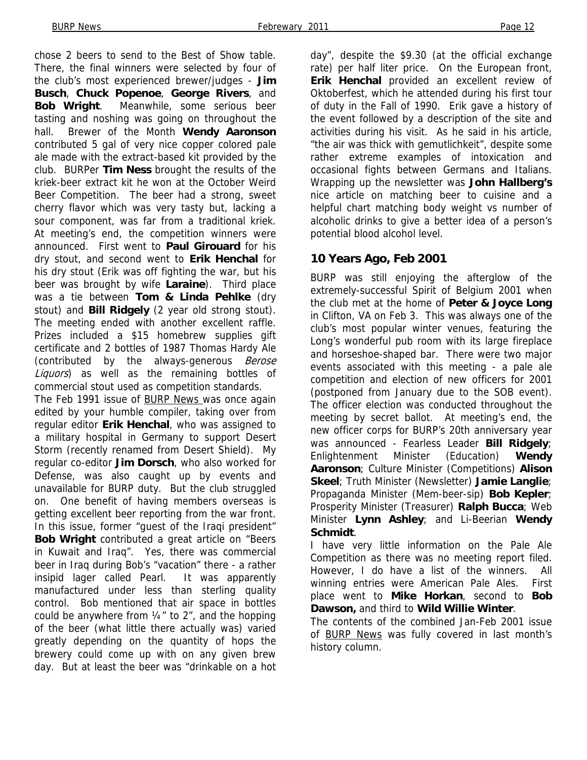chose 2 beers to send to the Best of Show table. There, the final winners were selected by four of the club's most experienced brewer/judges - **Jim Busch**, **Chuck Popenoe**, **George Rivers**, and **Bob Wright**. Meanwhile, some serious beer tasting and noshing was going on throughout the hall. Brewer of the Month **Wendy Aaronson** contributed 5 gal of very nice copper colored pale ale made with the extract-based kit provided by the club. BURPer **Tim Ness** brought the results of the kriek-beer extract kit he won at the October Weird Beer Competition. The beer had a strong, sweet cherry flavor which was very tasty but, lacking a sour component, was far from a traditional kriek. At meeting's end, the competition winners were announced. First went to **Paul Girouard** for his dry stout, and second went to **Erik Henchal** for his dry stout (Erik was off fighting the war, but his beer was brought by wife **Laraine**). Third place was a tie between **Tom & Linda Pehlke** (dry stout) and **Bill Ridgely** (2 year old strong stout). The meeting ended with another excellent raffle. Prizes included a $15 homebrew supplies gift certificate and 2 bottles of 1987 Thomas Hardy Ale (contributed by the always-generous *Berose Liquors*) as well as the remaining bottles of commercial stout used as competition standards.

The Feb 1991 issue of BURP News was once again edited by your humble compiler, taking over from regular editor **Erik Henchal**, who was assigned to a military hospital in Germany to support Desert Storm (recently renamed from Desert Shield). My regular co-editor **Jim Dorsch**, who also worked for Defense, was also caught up by events and unavailable for BURP duty. But the club struggled on. One benefit of having members overseas is getting excellent beer reporting from the war front. In this issue, former "guest of the Iraqi president" **Bob Wright** contributed a great article on "Beers in Kuwait and Iraq". Yes, there was commercial beer in Iraq during Bob's "vacation" there - a rather insipid lager called Pearl. It was apparently manufactured under less than sterling quality control. Bob mentioned that air space in bottles could be anywhere from ¼" to 2", and the hopping of the beer (what little there actually was) varied greatly depending on the quantity of hops the brewery could come up with on any given brew day. But at least the beer was "drinkable on a hot day", despite the $9.30 (at the official exchange rate) per half liter price. On the European front, **Erik Henchal** provided an excellent review of Oktoberfest, which he attended during his first tour of duty in the Fall of 1990. Erik gave a history of the event followed by a description of the site and activities during his visit. As he said in his article, "the air was thick with gemutlichkeit", despite some rather extreme examples of intoxication and occasional fights between Germans and Italians. Wrapping up the newsletter was **John Hallberg's** nice article on matching beer to cuisine and a helpful chart matching body weight vs number of alcoholic drinks to give a better idea of a person's potential blood alcohol level.

## 10 Years Ago, Feb 2001

BURP was still enjoying the afterglow of the extremely-successful Spirit of Belgium 2001 when the club met at the home of **Peter & Joyce Long** in Clifton, VA on Feb 3. This was always one of the club's most popular winter venues, featuring the Long's wonderful pub room with its large fireplace and horseshoe-shaped bar. There were two major events associated with this meeting - a pale ale competition and election of new officers for 2001 (postponed from January due to the SOB event). The officer election was conducted throughout the meeting by secret ballot. At meeting's end, the new officer corps for BURP's 20th anniversary year was announced - Fearless Leader **Bill Ridgely**; Enlightenment Minister (Education) **Wendy Aaronson**; Culture Minister (Competitions) **Alison Skeel**; Truth Minister (Newsletter) **Jamie Langlie**; Propaganda Minister (Mem-beer-sip) **Bob Kepler**; Prosperity Minister (Treasurer) **Ralph Bucca**; Web Minister **Lynn Ashley**; and Li-Beerian **Wendy Schmidt**.

I have very little information on the Pale Ale Competition as there was no meeting report filed. However, I do have a list of the winners. All winning entries were American Pale Ales. First place went to **Mike Horkan**, second to **Bob Dawson,** and third to **Wild Willie Winter**.

The contents of the combined Jan-Feb 2001 issue of BURP News was fully covered in last month's history column.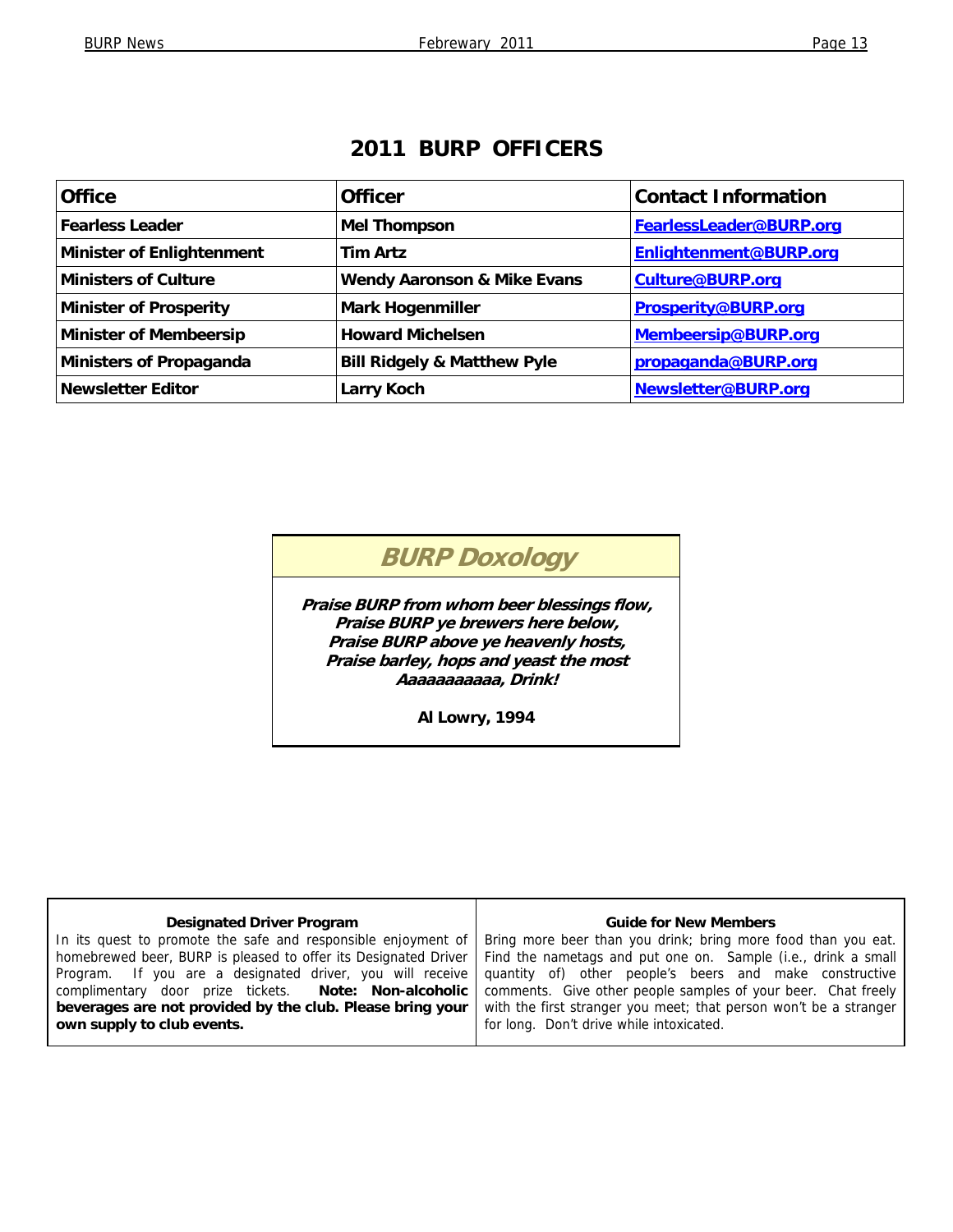# 2011 BURP OFFICERS

| Office | Officer | Contact Information |
|---|---|---|
| **Fearless Leader** | **Mel Thompson** | **FearlessLeader@BURP.org** |
| **Minister of Enlightenment** | **Tim Artz** | **Enlightenment@BURP.org** |
| **Ministers of Culture** | **Wendy Aaronson & Mike Evans** | **Culture@BURP.org** |
| **Minister of Prosperity** | **Mark Hogenmiller** | **Prosperity@BURP.org** |
| **Minister of Membeersip** | **Howard Michelsen** | **Membeersip@BURP.org** |
| **Ministers of Propaganda** | **Bill Ridgely & Matthew Pyle** | **propaganda@BURP.org** |
| **Newsletter Editor** | **Larry Koch** | **Newsletter@BURP.org** |

## *BURP Doxology*

***Praise BURP from whom beer blessings flow,***
***Praise BURP ye brewers here below,***
***Praise BURP above ye heavenly hosts,***
***Praise barley, hops and yeast the most***
***Aaaaaaaaaa, Drink!***

**Al Lowry, 1994**

### Designated Driver Program

In its quest to promote the safe and responsible enjoyment of homebrewed beer, BURP is pleased to offer its Designated Driver Program. If you are a designated driver, you will receive complimentary door prize tickets. **Note: Non-alcoholic beverages are not provided by the club. Please bring your own supply to club events.**

### Guide for New Members

Bring more beer than you drink; bring more food than you eat. Find the nametags and put one on. Sample (i.e., drink a small quantity of) other people's beers and make constructive comments. Give other people samples of your beer. Chat freely with the first stranger you meet; that person won't be a stranger for long. Don't drive while intoxicated.